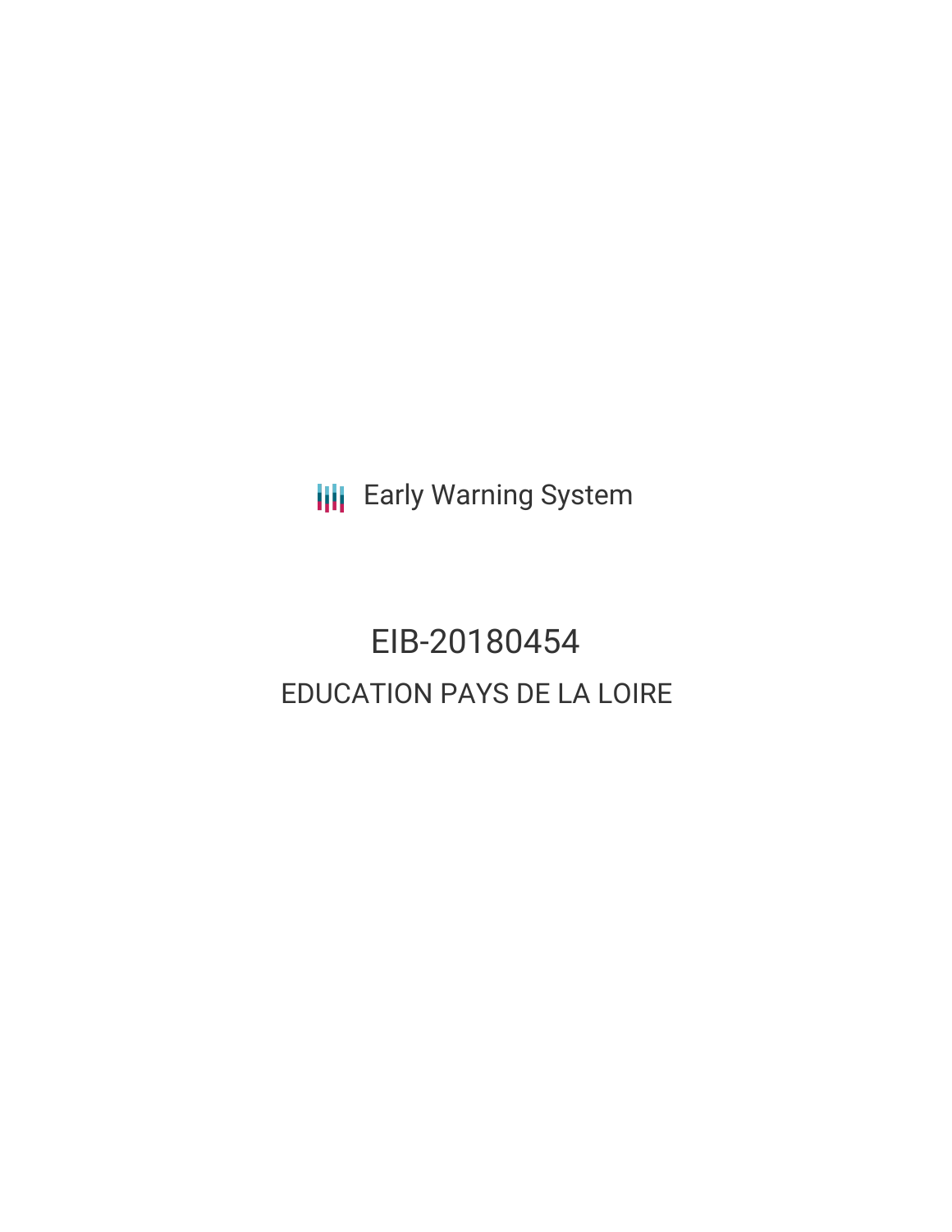Early Warning System

# EIB-20180454

## EDUCATION PAYS DE LA LOIRE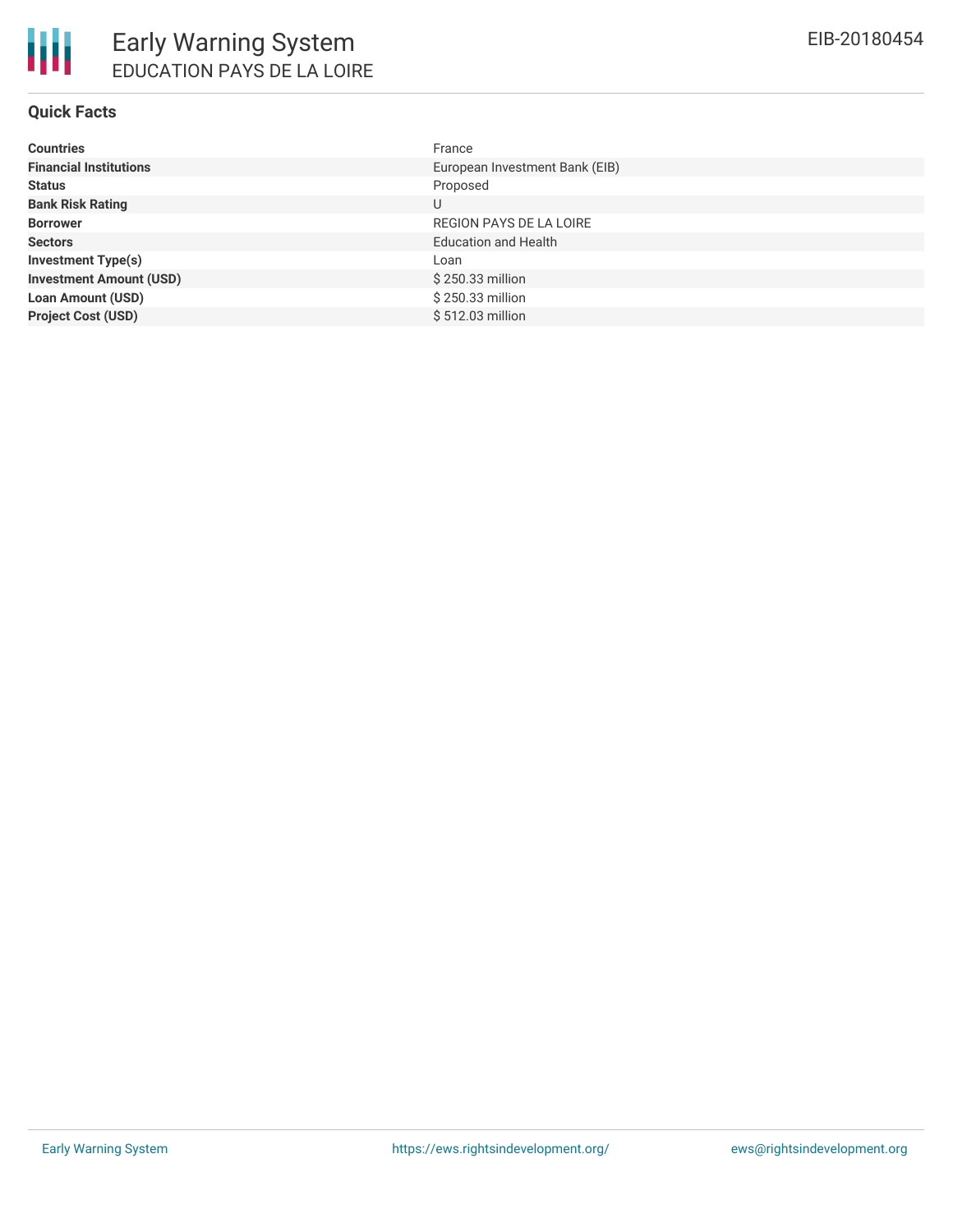# Early Warning System

## EDUCATION PAYS DE LA LOIRE

EIB-20180454

### Quick Facts

| | |
|---|---|
| **Countries** | France |
| **Financial Institutions** | European Investment Bank (EIB) |
| **Status** | Proposed |
| **Bank Risk Rating** | U |
| **Borrower** | REGION PAYS DE LA LOIRE |
| **Sectors** | Education and Health |
| **Investment Type(s)** | Loan |
| **Investment Amount (USD)** | $ 250.33 million |
| **Loan Amount (USD)** | $ 250.33 million |
| **Project Cost (USD)** | $ 512.03 million |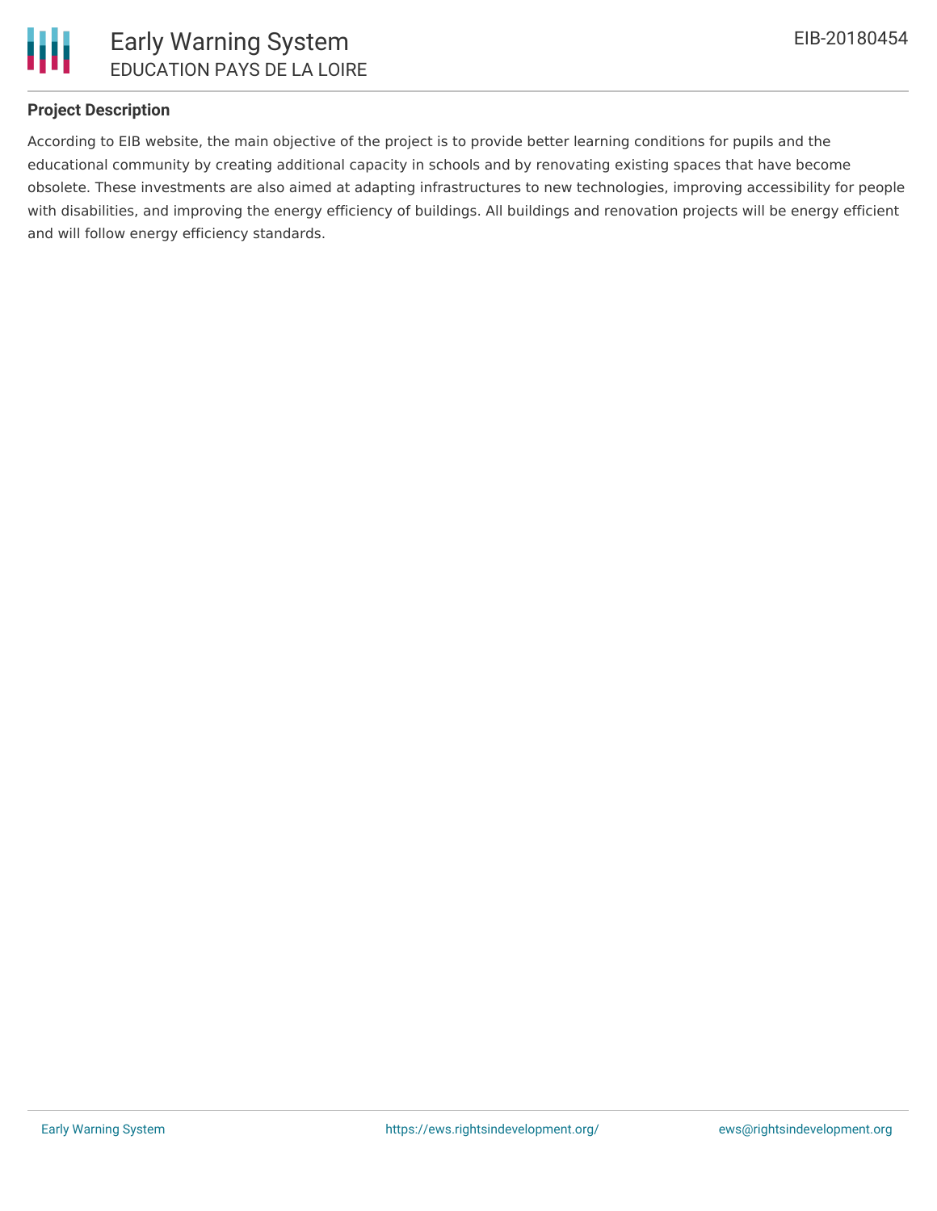**Project Description**

According to EIB website, the main objective of the project is to provide better learning conditions for pupils and the educational community by creating additional capacity in schools and by renovating existing spaces that have become obsolete. These investments are also aimed at adapting infrastructures to new technologies, improving accessibility for people with disabilities, and improving the energy efficiency of buildings. All buildings and renovation projects will be energy efficient and will follow energy efficiency standards.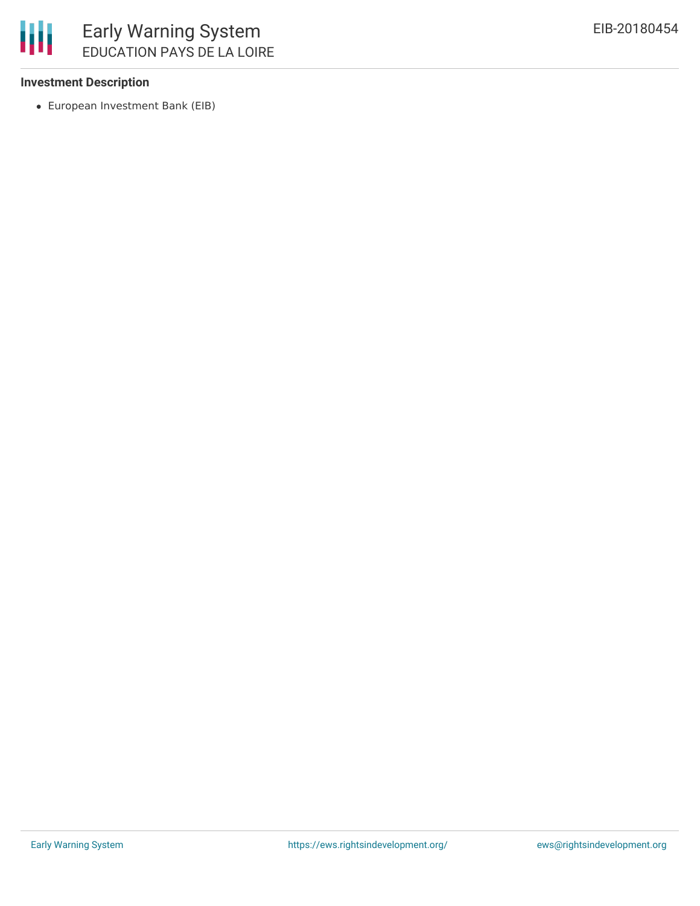### Investment Description

- European Investment Bank (EIB)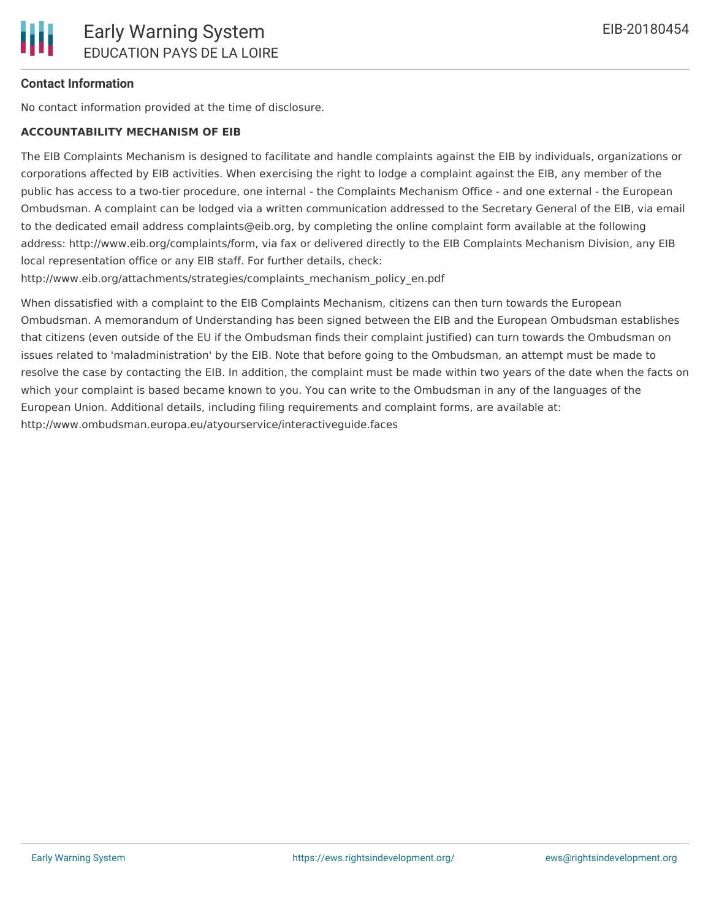#### Contact Information

No contact information provided at the time of disclosure.

**ACCOUNTABILITY MECHANISM OF EIB**

The EIB Complaints Mechanism is designed to facilitate and handle complaints against the EIB by individuals, organizations or corporations affected by EIB activities. When exercising the right to lodge a complaint against the EIB, any member of the public has access to a two-tier procedure, one internal - the Complaints Mechanism Office - and one external - the European Ombudsman. A complaint can be lodged via a written communication addressed to the Secretary General of the EIB, via email to the dedicated email address complaints@eib.org, by completing the online complaint form available at the following address: http://www.eib.org/complaints/form, via fax or delivered directly to the EIB Complaints Mechanism Division, any EIB local representation office or any EIB staff. For further details, check: http://www.eib.org/attachments/strategies/complaints_mechanism_policy_en.pdf

When dissatisfied with a complaint to the EIB Complaints Mechanism, citizens can then turn towards the European Ombudsman. A memorandum of Understanding has been signed between the EIB and the European Ombudsman establishes that citizens (even outside of the EU if the Ombudsman finds their complaint justified) can turn towards the Ombudsman on issues related to 'maladministration' by the EIB. Note that before going to the Ombudsman, an attempt must be made to resolve the case by contacting the EIB. In addition, the complaint must be made within two years of the date when the facts on which your complaint is based became known to you. You can write to the Ombudsman in any of the languages of the European Union. Additional details, including filing requirements and complaint forms, are available at: http://www.ombudsman.europa.eu/atyourservice/interactiveguide.faces